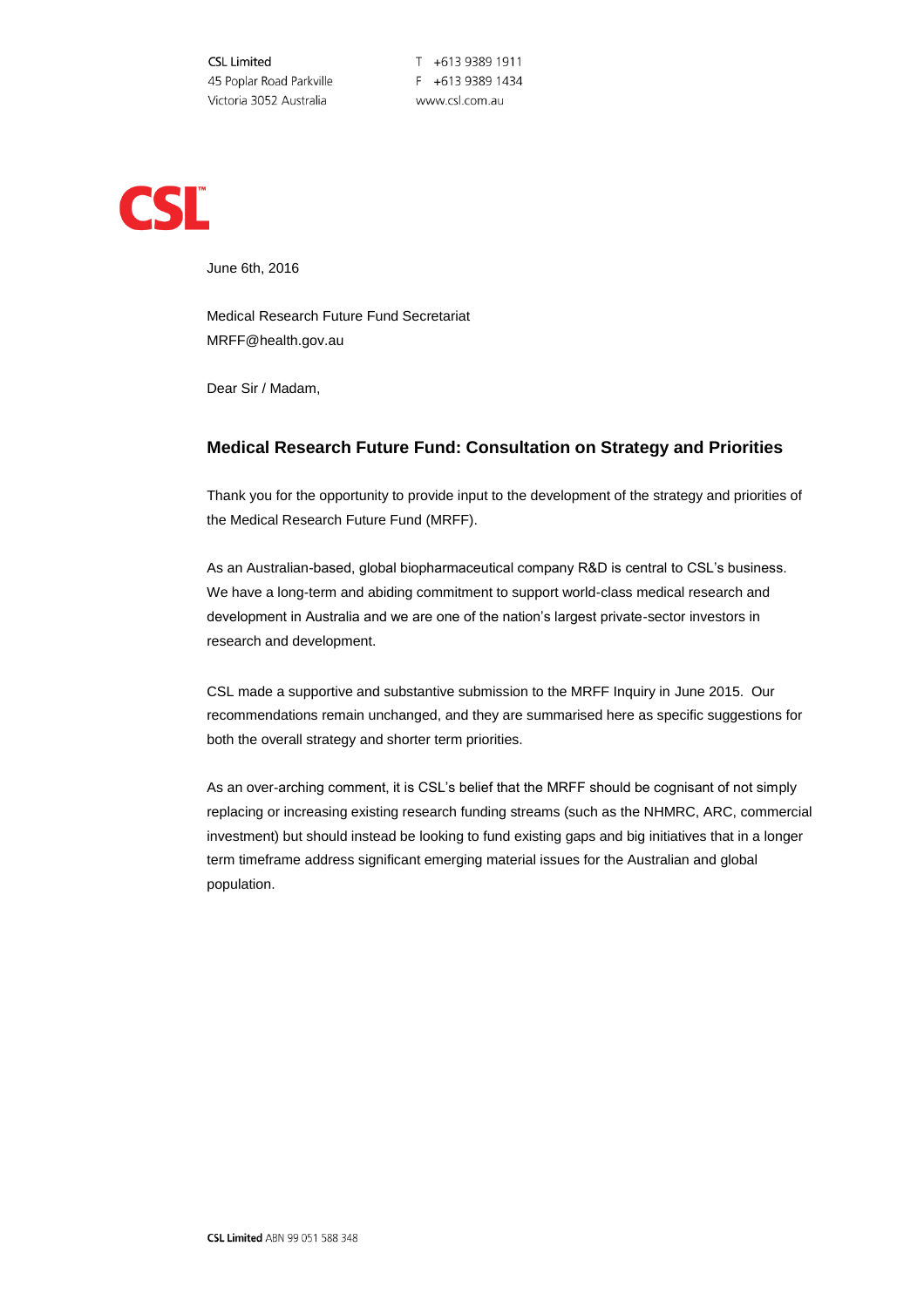CSL Limited
45 Poplar Road Parkville
Victoria 3052 Australia

T +613 9389 1911
F +613 9389 1434
www.csl.com.au

**CSL**

June 6th, 2016

Medical Research Future Fund Secretariat
MRFF@health.gov.au

Dear Sir / Madam,

## Medical Research Future Fund: Consultation on Strategy and Priorities

Thank you for the opportunity to provide input to the development of the strategy and priorities of the Medical Research Future Fund (MRFF).

As an Australian-based, global biopharmaceutical company R&D is central to CSL's business. We have a long-term and abiding commitment to support world-class medical research and development in Australia and we are one of the nation's largest private-sector investors in research and development.

CSL made a supportive and substantive submission to the MRFF Inquiry in June 2015. Our recommendations remain unchanged, and they are summarised here as specific suggestions for both the overall strategy and shorter term priorities.

As an over-arching comment, it is CSL's belief that the MRFF should be cognisant of not simply replacing or increasing existing research funding streams (such as the NHMRC, ARC, commercial investment) but should instead be looking to fund existing gaps and big initiatives that in a longer term timeframe address significant emerging material issues for the Australian and global population.

**CSL Limited** ABN 99 051 588 348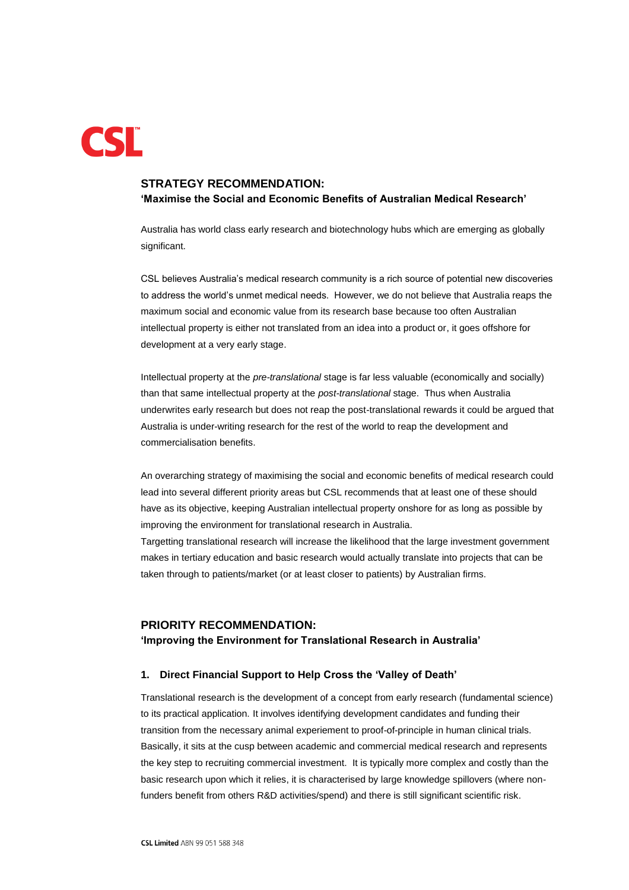CSL

## STRATEGY RECOMMENDATION:
**'Maximise the Social and Economic Benefits of Australian Medical Research'**

Australia has world class early research and biotechnology hubs which are emerging as globally significant.

CSL believes Australia's medical research community is a rich source of potential new discoveries to address the world's unmet medical needs. However, we do not believe that Australia reaps the maximum social and economic value from its research base because too often Australian intellectual property is either not translated from an idea into a product or, it goes offshore for development at a very early stage.

Intellectual property at the *pre-translational* stage is far less valuable (economically and socially) than that same intellectual property at the *post-translational* stage. Thus when Australia underwrites early research but does not reap the post-translational rewards it could be argued that Australia is under-writing research for the rest of the world to reap the development and commercialisation benefits.

An overarching strategy of maximising the social and economic benefits of medical research could lead into several different priority areas but CSL recommends that at least one of these should have as its objective, keeping Australian intellectual property onshore for as long as possible by improving the environment for translational research in Australia.
Targetting translational research will increase the likelihood that the large investment government makes in tertiary education and basic research would actually translate into projects that can be taken through to patients/market (or at least closer to patients) by Australian firms.

## PRIORITY RECOMMENDATION:
**'Improving the Environment for Translational Research in Australia'**

### 1. Direct Financial Support to Help Cross the 'Valley of Death'

Translational research is the development of a concept from early research (fundamental science) to its practical application. It involves identifying development candidates and funding their transition from the necessary animal experiement to proof-of-principle in human clinical trials. Basically, it sits at the cusp between academic and commercial medical research and represents the key step to recruiting commercial investment. It is typically more complex and costly than the basic research upon which it relies, it is characterised by large knowledge spillovers (where non-funders benefit from others R&D activities/spend) and there is still significant scientific risk.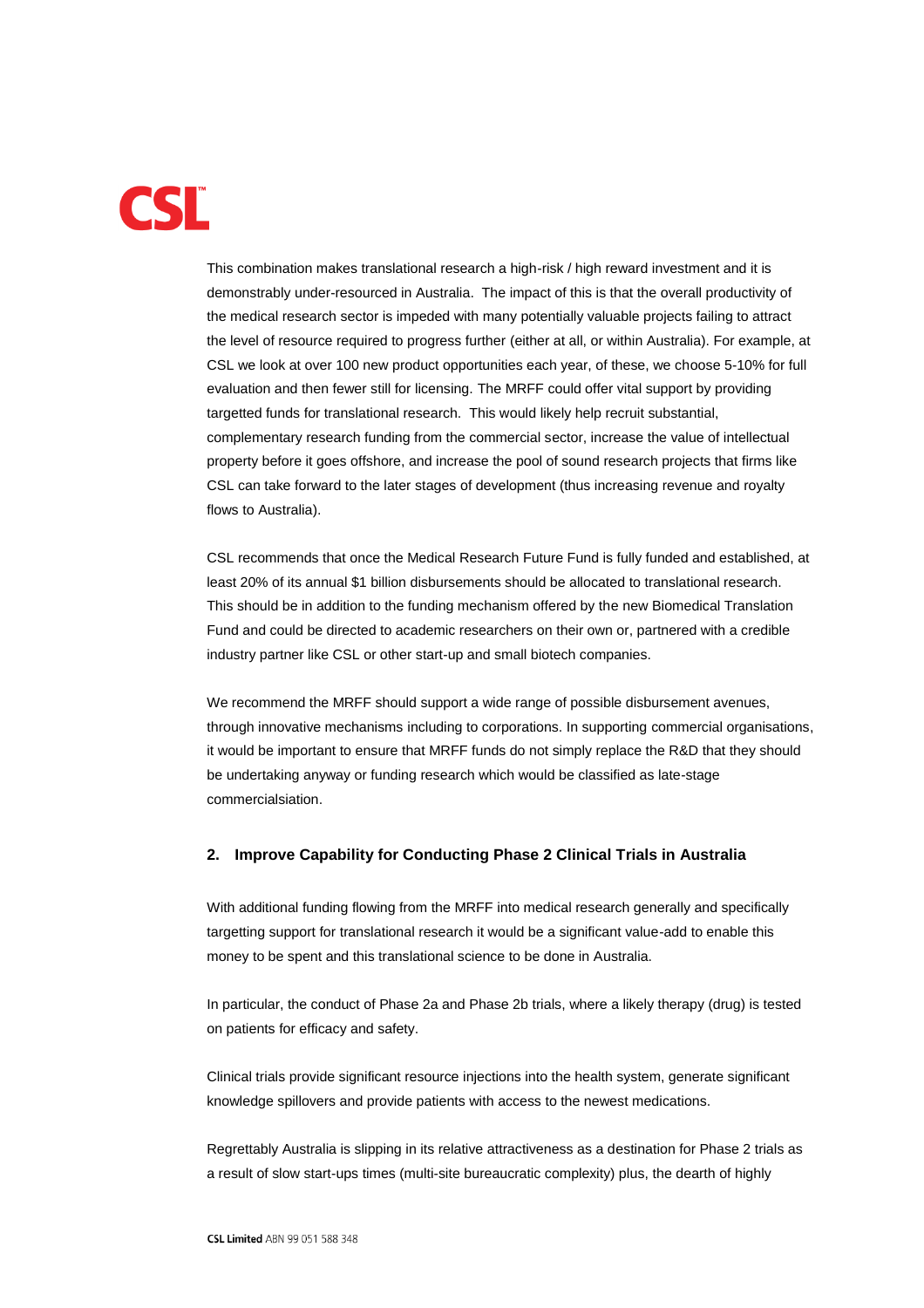This combination makes translational research a high-risk / high reward investment and it is demonstrably under-resourced in Australia. The impact of this is that the overall productivity of the medical research sector is impeded with many potentially valuable projects failing to attract the level of resource required to progress further (either at all, or within Australia). For example, at CSL we look at over 100 new product opportunities each year, of these, we choose 5-10% for full evaluation and then fewer still for licensing. The MRFF could offer vital support by providing targetted funds for translational research. This would likely help recruit substantial, complementary research funding from the commercial sector, increase the value of intellectual property before it goes offshore, and increase the pool of sound research projects that firms like CSL can take forward to the later stages of development (thus increasing revenue and royalty flows to Australia).

CSL recommends that once the Medical Research Future Fund is fully funded and established, at least 20% of its annual $1 billion disbursements should be allocated to translational research. This should be in addition to the funding mechanism offered by the new Biomedical Translation Fund and could be directed to academic researchers on their own or, partnered with a credible industry partner like CSL or other start-up and small biotech companies.

We recommend the MRFF should support a wide range of possible disbursement avenues, through innovative mechanisms including to corporations. In supporting commercial organisations, it would be important to ensure that MRFF funds do not simply replace the R&D that they should be undertaking anyway or funding research which would be classified as late-stage commercialsiation.

## 2. Improve Capability for Conducting Phase 2 Clinical Trials in Australia

With additional funding flowing from the MRFF into medical research generally and specifically targetting support for translational research it would be a significant value-add to enable this money to be spent and this translational science to be done in Australia.

In particular, the conduct of Phase 2a and Phase 2b trials, where a likely therapy (drug) is tested on patients for efficacy and safety.

Clinical trials provide significant resource injections into the health system, generate significant knowledge spillovers and provide patients with access to the newest medications.

Regrettably Australia is slipping in its relative attractiveness as a destination for Phase 2 trials as a result of slow start-ups times (multi-site bureaucratic complexity) plus, the dearth of highly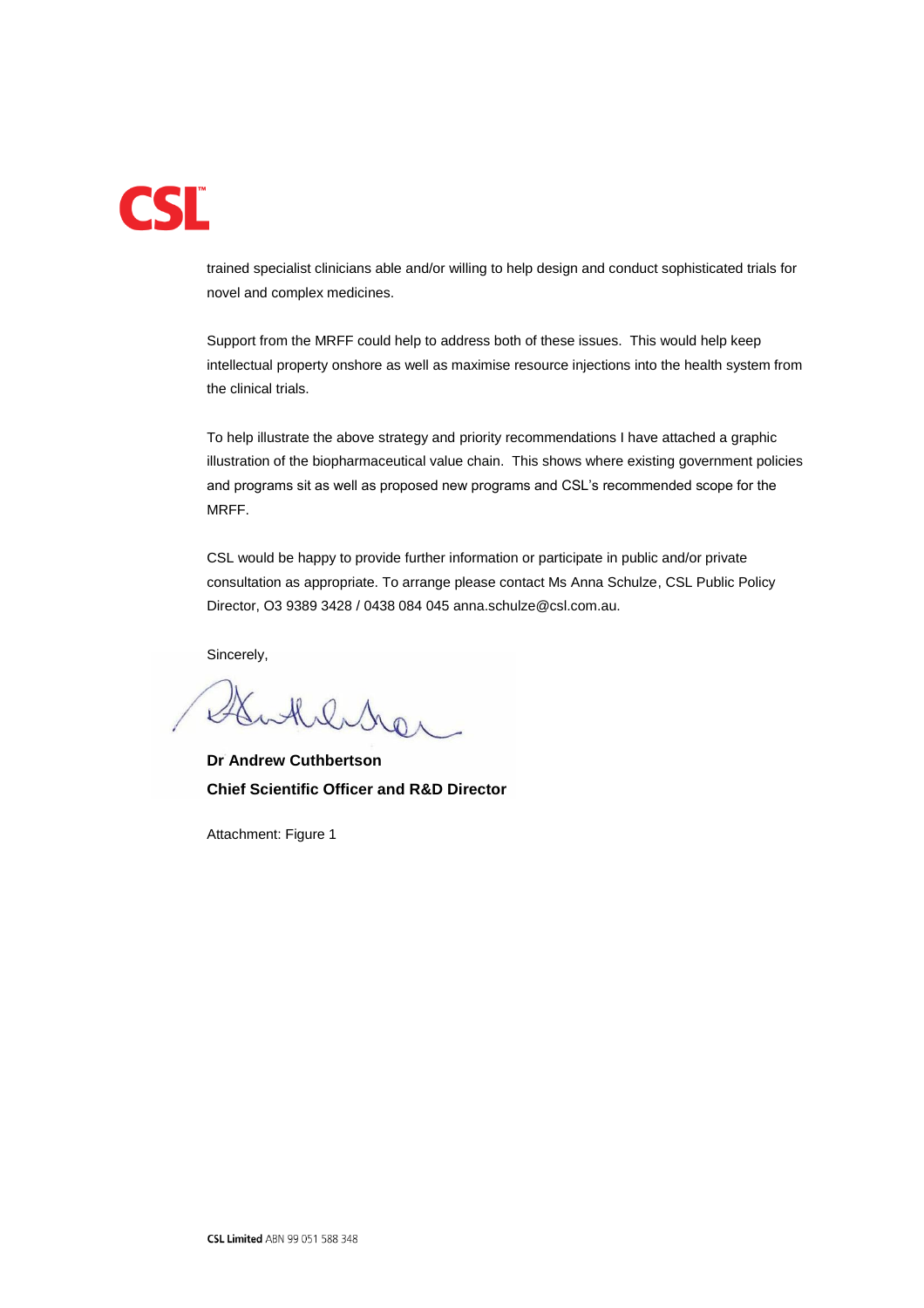trained specialist clinicians able and/or willing to help design and conduct sophisticated trials for novel and complex medicines.

Support from the MRFF could help to address both of these issues. This would help keep intellectual property onshore as well as maximise resource injections into the health system from the clinical trials.

To help illustrate the above strategy and priority recommendations I have attached a graphic illustration of the biopharmaceutical value chain. This shows where existing government policies and programs sit as well as proposed new programs and CSL's recommended scope for the MRFF.

CSL would be happy to provide further information or participate in public and/or private consultation as appropriate. To arrange please contact Ms Anna Schulze, CSL Public Policy Director, O3 9389 3428 / 0438 084 045 anna.schulze@csl.com.au.

Sincerely,

**Dr Andrew Cuthbertson**
**Chief Scientific Officer and R&D Director**

Attachment: Figure 1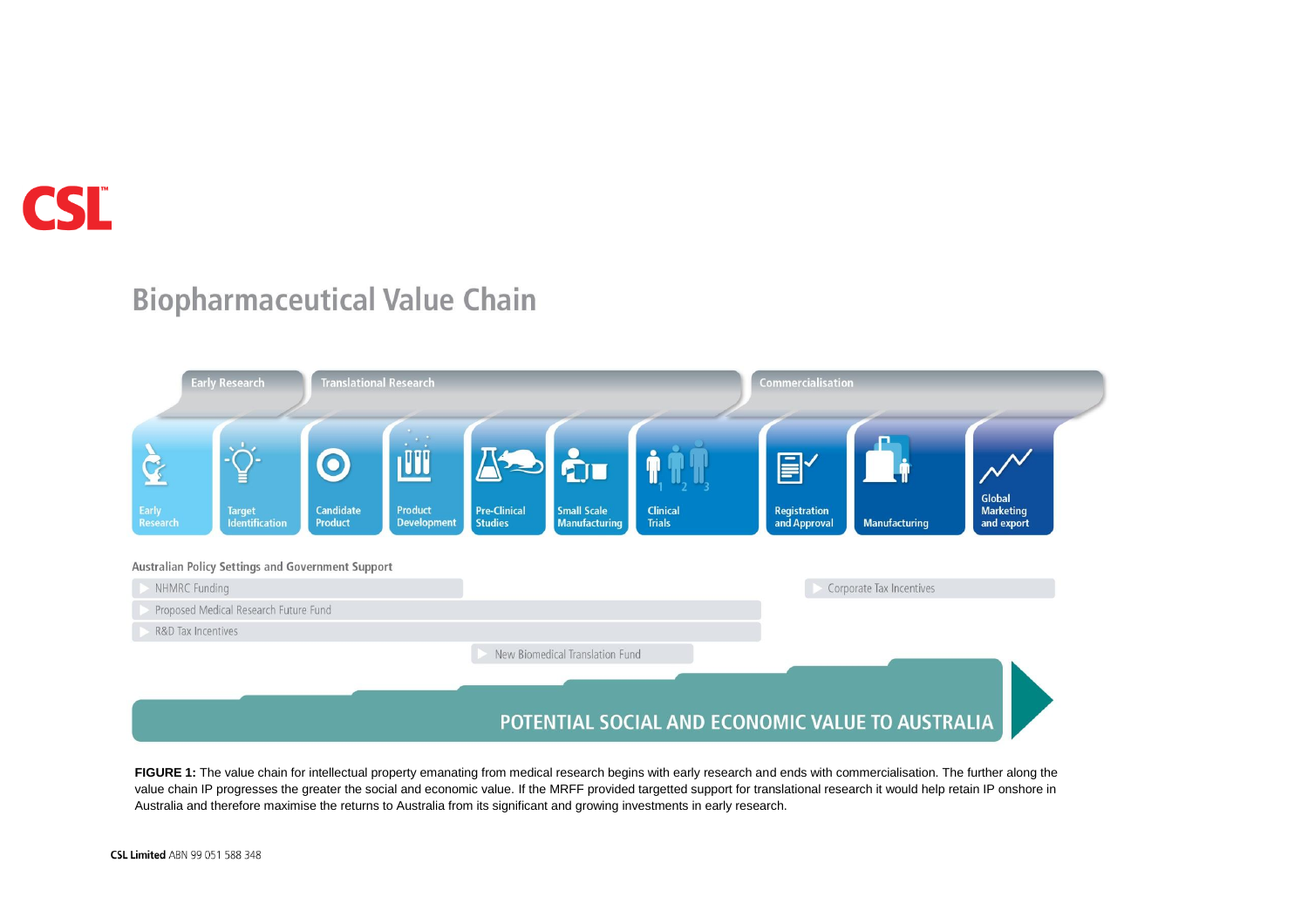CSL

## Biopharmaceutical Value Chain

Early Research

Translational Research

Commercialisation

Early Research

Target Identification

Candidate Product

Product Development

Pre-Clinical Studies

Small Scale Manufacturing

Clinical Trials

Registration and Approval

Manufacturing

Global Marketing and export

Australian Policy Settings and Government Support

NHMRC Funding

Corporate Tax Incentives

Proposed Medical Research Future Fund

R&D Tax Incentives

New Biomedical Translation Fund

POTENTIAL SOCIAL AND ECONOMIC VALUE TO AUSTRALIA

**FIGURE 1:** The value chain for intellectual property emanating from medical research begins with early research and ends with commercialisation. The further along the value chain IP progresses the greater the social and economic value. If the MRFF provided targetted support for translational research it would help retain IP onshore in Australia and therefore maximise the returns to Australia from its significant and growing investments in early research.

**CSL Limited** ABN 99 051 588 348